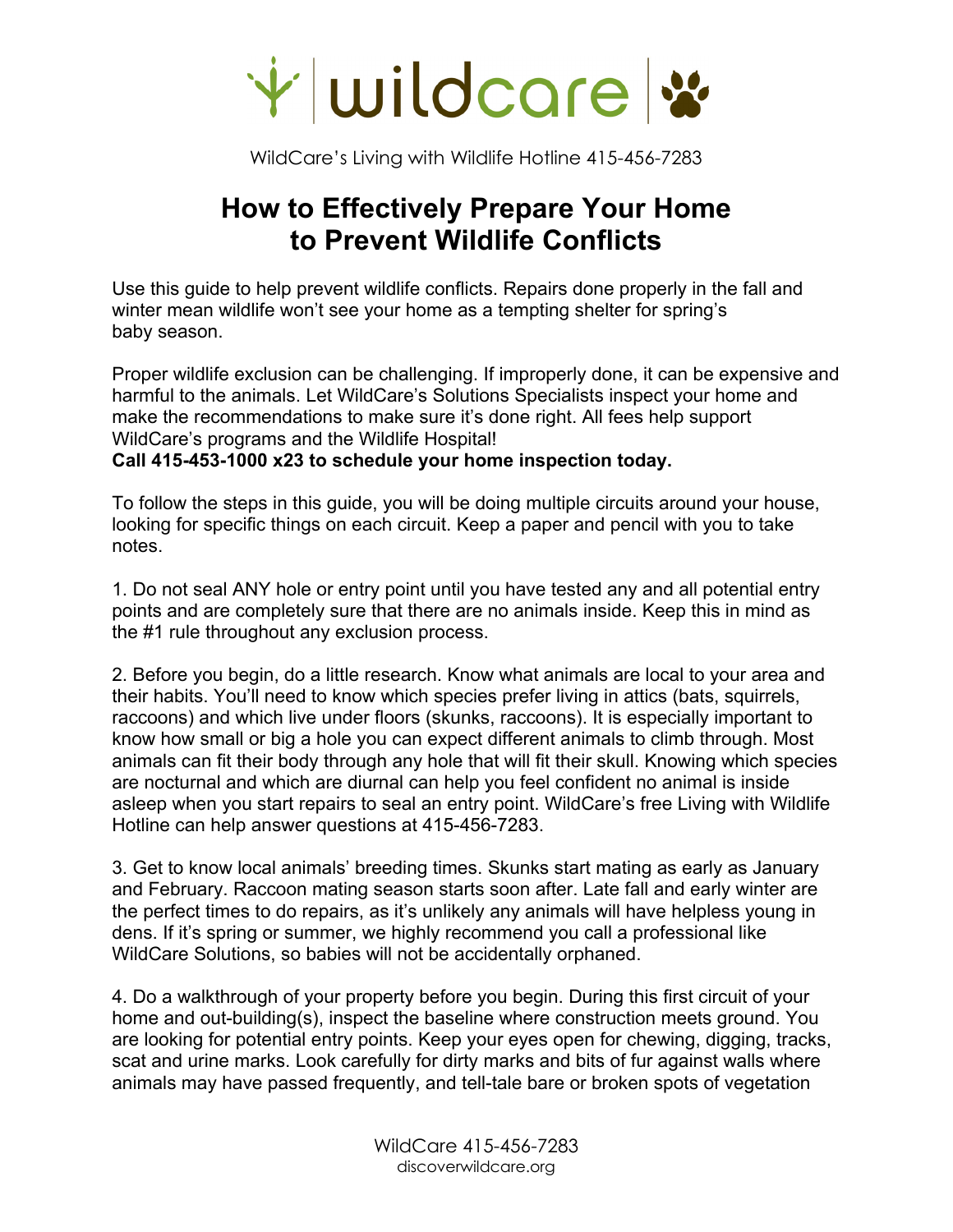wildcare

WildCare's Living with Wildlife Hotline 415-456-7283

# How to Effectively Prepare Your Home to Prevent Wildlife Conflicts

Use this guide to help prevent wildlife conflicts. Repairs done properly in the fall and winter mean wildlife won't see your home as a tempting shelter for spring's baby season.

Proper wildlife exclusion can be challenging. If improperly done, it can be expensive and harmful to the animals. Let WildCare's Solutions Specialists inspect your home and make the recommendations to make sure it's done right. All fees help support WildCare's programs and the Wildlife Hospital!
**Call 415-453-1000 x23 to schedule your home inspection today.**

To follow the steps in this guide, you will be doing multiple circuits around your house, looking for specific things on each circuit. Keep a paper and pencil with you to take notes.

1. Do not seal ANY hole or entry point until you have tested any and all potential entry points and are completely sure that there are no animals inside. Keep this in mind as the #1 rule throughout any exclusion process.

2. Before you begin, do a little research. Know what animals are local to your area and their habits. You'll need to know which species prefer living in attics (bats, squirrels, raccoons) and which live under floors (skunks, raccoons). It is especially important to know how small or big a hole you can expect different animals to climb through. Most animals can fit their body through any hole that will fit their skull. Knowing which species are nocturnal and which are diurnal can help you feel confident no animal is inside asleep when you start repairs to seal an entry point. WildCare's free Living with Wildlife Hotline can help answer questions at 415-456-7283.

3. Get to know local animals' breeding times. Skunks start mating as early as January and February. Raccoon mating season starts soon after. Late fall and early winter are the perfect times to do repairs, as it's unlikely any animals will have helpless young in dens. If it's spring or summer, we highly recommend you call a professional like WildCare Solutions, so babies will not be accidentally orphaned.

4. Do a walkthrough of your property before you begin. During this first circuit of your home and out-building(s), inspect the baseline where construction meets ground. You are looking for potential entry points. Keep your eyes open for chewing, digging, tracks, scat and urine marks. Look carefully for dirty marks and bits of fur against walls where animals may have passed frequently, and tell-tale bare or broken spots of vegetation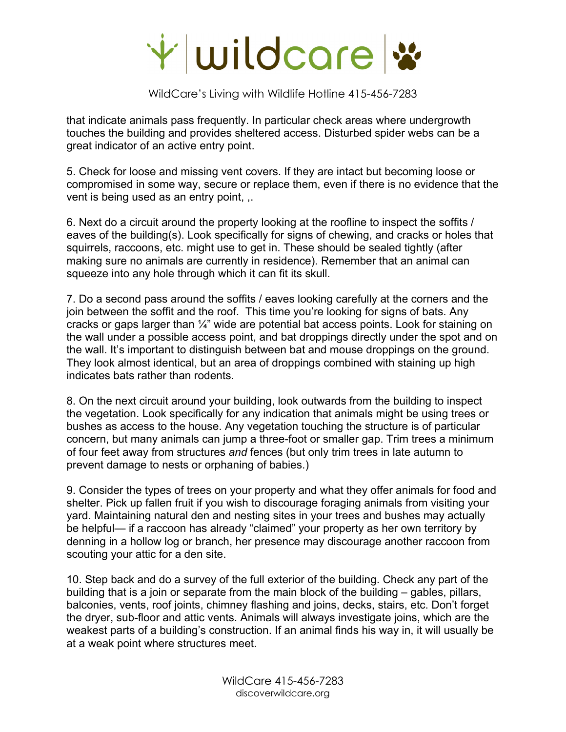that indicate animals pass frequently. In particular check areas where undergrowth touches the building and provides sheltered access. Disturbed spider webs can be a great indicator of an active entry point.

5. Check for loose and missing vent covers. If they are intact but becoming loose or compromised in some way, secure or replace them, even if there is no evidence that the vent is being used as an entry point, ,.

6. Next do a circuit around the property looking at the roofline to inspect the soffits / eaves of the building(s). Look specifically for signs of chewing, and cracks or holes that squirrels, raccoons, etc. might use to get in. These should be sealed tightly (after making sure no animals are currently in residence). Remember that an animal can squeeze into any hole through which it can fit its skull.

7. Do a second pass around the soffits / eaves looking carefully at the corners and the join between the soffit and the roof. This time you're looking for signs of bats. Any cracks or gaps larger than ¼" wide are potential bat access points. Look for staining on the wall under a possible access point, and bat droppings directly under the spot and on the wall. It's important to distinguish between bat and mouse droppings on the ground. They look almost identical, but an area of droppings combined with staining up high indicates bats rather than rodents.

8. On the next circuit around your building, look outwards from the building to inspect the vegetation. Look specifically for any indication that animals might be using trees or bushes as access to the house. Any vegetation touching the structure is of particular concern, but many animals can jump a three-foot or smaller gap. Trim trees a minimum of four feet away from structures *and* fences (but only trim trees in late autumn to prevent damage to nests or orphaning of babies.)

9. Consider the types of trees on your property and what they offer animals for food and shelter. Pick up fallen fruit if you wish to discourage foraging animals from visiting your yard. Maintaining natural den and nesting sites in your trees and bushes may actually be helpful— if a raccoon has already "claimed" your property as her own territory by denning in a hollow log or branch, her presence may discourage another raccoon from scouting your attic for a den site.

10. Step back and do a survey of the full exterior of the building. Check any part of the building that is a join or separate from the main block of the building – gables, pillars, balconies, vents, roof joints, chimney flashing and joins, decks, stairs, etc. Don't forget the dryer, sub-floor and attic vents. Animals will always investigate joins, which are the weakest parts of a building's construction. If an animal finds his way in, it will usually be at a weak point where structures meet.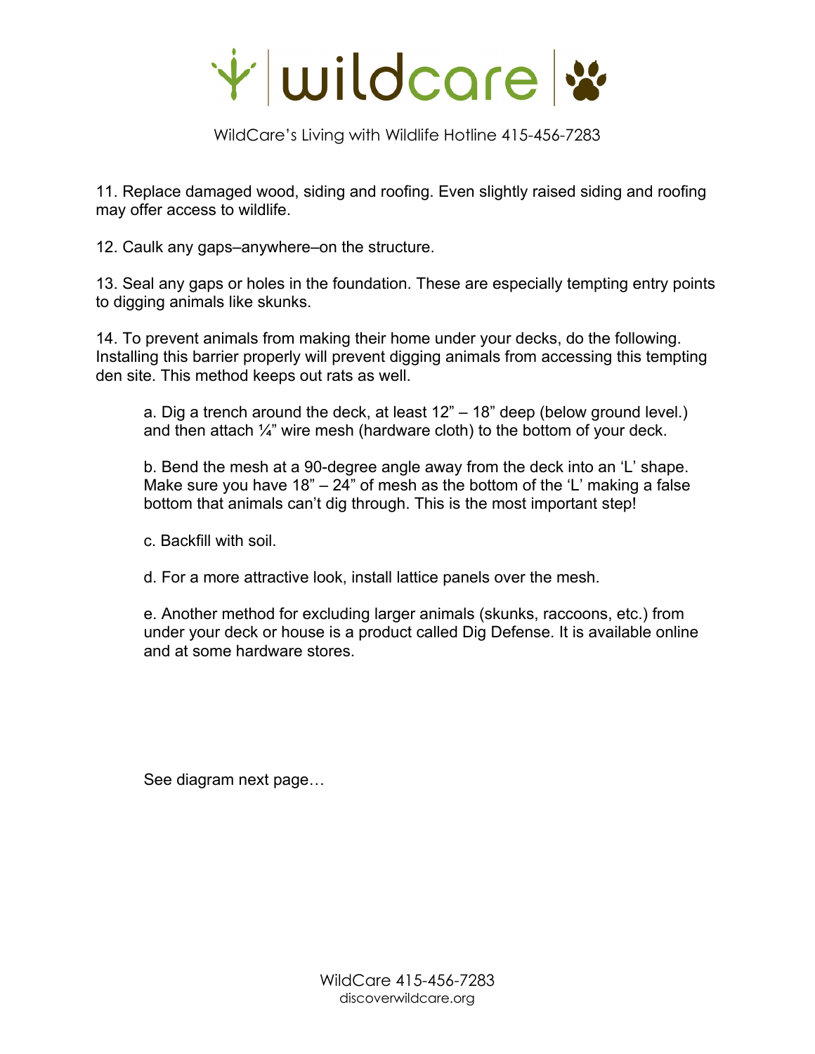11. Replace damaged wood, siding and roofing. Even slightly raised siding and roofing may offer access to wildlife.

12. Caulk any gaps–anywhere–on the structure.

13. Seal any gaps or holes in the foundation. These are especially tempting entry points to digging animals like skunks.

14. To prevent animals from making their home under your decks, do the following. Installing this barrier properly will prevent digging animals from accessing this tempting den site. This method keeps out rats as well.

   a. Dig a trench around the deck, at least 12" – 18" deep (below ground level.) and then attach ¼" wire mesh (hardware cloth) to the bottom of your deck.

   b. Bend the mesh at a 90-degree angle away from the deck into an 'L' shape. Make sure you have 18" – 24" of mesh as the bottom of the 'L' making a false bottom that animals can't dig through. This is the most important step!

   c. Backfill with soil.

   d. For a more attractive look, install lattice panels over the mesh.

   e. Another method for excluding larger animals (skunks, raccoons, etc.) from under your deck or house is a product called Dig Defense. It is available online and at some hardware stores.

See diagram next page…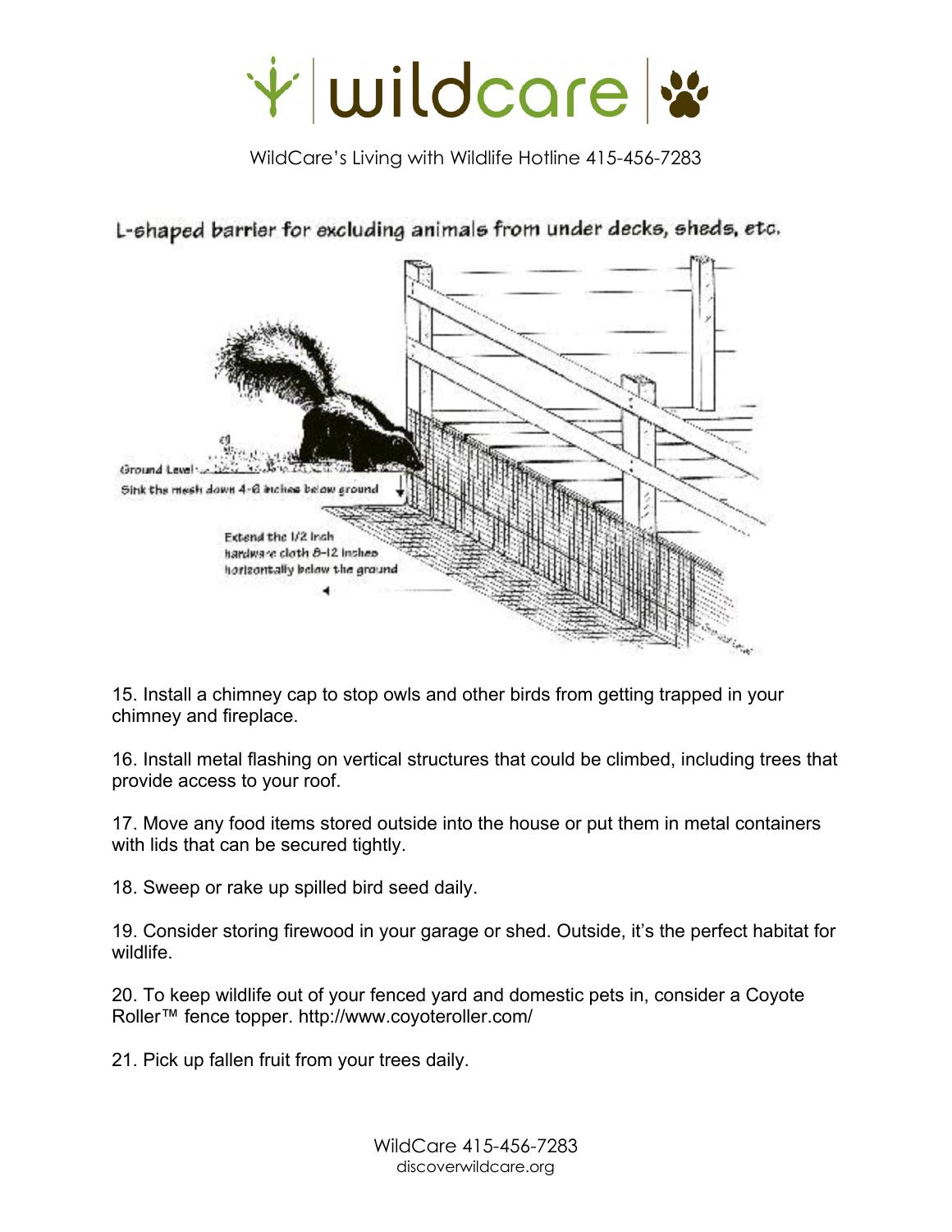# wildcare

WildCare's Living with Wildlife Hotline 415-456-7283

L-shaped barrier for excluding animals from under decks, sheds, etc.

Ground Level

Sink the mesh down 4-6 inches below ground

Extend the 1/2 inch hardware cloth 8-12 inches horizontally below the ground

15. Install a chimney cap to stop owls and other birds from getting trapped in your chimney and fireplace.

16. Install metal flashing on vertical structures that could be climbed, including trees that provide access to your roof.

17. Move any food items stored outside into the house or put them in metal containers with lids that can be secured tightly.

18. Sweep or rake up spilled bird seed daily.

19. Consider storing firewood in your garage or shed. Outside, it's the perfect habitat for wildlife.

20. To keep wildlife out of your fenced yard and domestic pets in, consider a Coyote Roller™ fence topper. http://www.coyoteroller.com/

21. Pick up fallen fruit from your trees daily.

WildCare 415-456-7283
discoverwildcare.org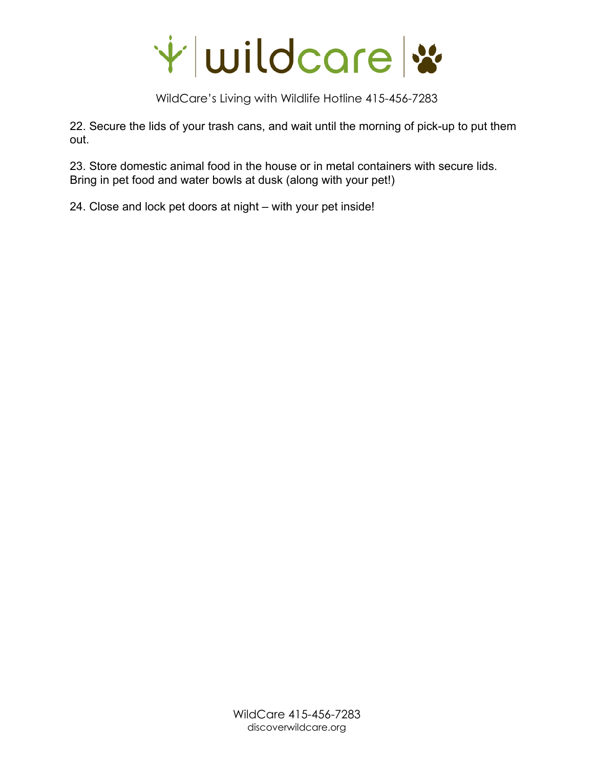22. Secure the lids of your trash cans, and wait until the morning of pick-up to put them out.

23. Store domestic animal food in the house or in metal containers with secure lids. Bring in pet food and water bowls at dusk (along with your pet!)

24. Close and lock pet doors at night – with your pet inside!